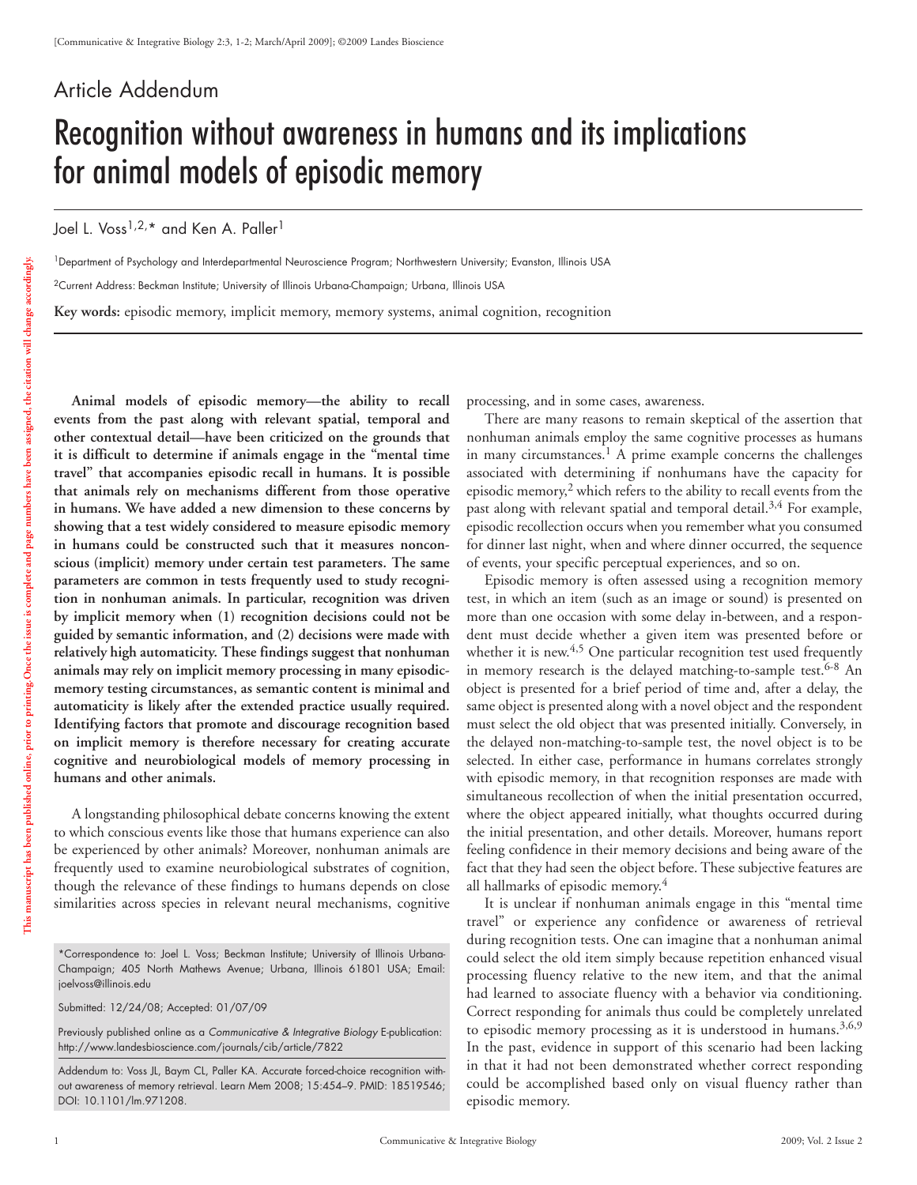Article Addendum

# Recognition without awareness in humans and its implications for animal models of episodic memory

Joel L. Voss[1,2,*] and Ken A. Paller[1]

[1]Department of Psychology and Interdepartmental Neuroscience Program; Northwestern University; Evanston, Illinois USA

[2]Current Address: Beckman Institute; University of Illinois Urbana-Champaign; Urbana, Illinois USA

**Key words:** episodic memory, implicit memory, memory systems, animal cognition, recognition

**Animal models of episodic memory—the ability to recall events from the past along with relevant spatial, temporal and other contextual detail—have been criticized on the grounds that it is difficult to determine if animals engage in the "mental time travel" that accompanies episodic recall in humans. It is possible that animals rely on mechanisms different from those operative in humans. We have added a new dimension to these concerns by showing that a test widely considered to measure episodic memory in humans could be constructed such that it measures nonconscious (implicit) memory under certain test parameters. The same parameters are common in tests frequently used to study recognition in nonhuman animals. In particular, recognition was driven by implicit memory when (1) recognition decisions could not be guided by semantic information, and (2) decisions were made with relatively high automaticity. These findings suggest that nonhuman animals may rely on implicit memory processing in many episodic-memory testing circumstances, as semantic content is minimal and automaticity is likely after the extended practice usually required. Identifying factors that promote and discourage recognition based on implicit memory is therefore necessary for creating accurate cognitive and neurobiological models of memory processing in humans and other animals.**

A longstanding philosophical debate concerns knowing the extent to which conscious events like those that humans experience can also be experienced by other animals? Moreover, nonhuman animals are frequently used to examine neurobiological substrates of cognition, though the relevance of these findings to humans depends on close similarities across species in relevant neural mechanisms, cognitive processing, and in some cases, awareness.

There are many reasons to remain skeptical of the assertion that nonhuman animals employ the same cognitive processes as humans in many circumstances.[1] A prime example concerns the challenges associated with determining if nonhumans have the capacity for episodic memory,[2] which refers to the ability to recall events from the past along with relevant spatial and temporal detail.[3,4] For example, episodic recollection occurs when you remember what you consumed for dinner last night, when and where dinner occurred, the sequence of events, your specific perceptual experiences, and so on.

Episodic memory is often assessed using a recognition memory test, in which an item (such as an image or sound) is presented on more than one occasion with some delay in-between, and a respondent must decide whether a given item was presented before or whether it is new.[4,5] One particular recognition test used frequently in memory research is the delayed matching-to-sample test.[6-8] An object is presented for a brief period of time and, after a delay, the same object is presented along with a novel object and the respondent must select the old object that was presented initially. Conversely, in the delayed non-matching-to-sample test, the novel object is to be selected. In either case, performance in humans correlates strongly with episodic memory, in that recognition responses are made with simultaneous recollection of when the initial presentation occurred, where the object appeared initially, what thoughts occurred during the initial presentation, and other details. Moreover, humans report feeling confidence in their memory decisions and being aware of the fact that they had seen the object before. These subjective features are all hallmarks of episodic memory.[4]

It is unclear if nonhuman animals engage in this "mental time travel" or experience any confidence or awareness of retrieval during recognition tests. One can imagine that a nonhuman animal could select the old item simply because repetition enhanced visual processing fluency relative to the new item, and that the animal had learned to associate fluency with a behavior via conditioning. Correct responding for animals thus could be completely unrelated to episodic memory processing as it is understood in humans.[3,6,9] In the past, evidence in support of this scenario had been lacking in that it had not been demonstrated whether correct responding could be accomplished based only on visual fluency rather than episodic memory.

*Correspondence to: Joel L. Voss; Beckman Institute; University of Illinois Urbana-Champaign; 405 North Mathews Avenue; Urbana, Illinois 61801 USA; Email: joelvoss@illinois.edu

Submitted: 12/24/08; Accepted: 01/07/09

Previously published online as a *Communicative & Integrative Biology* E-publication: http://www.landesbioscience.com/journals/cib/article/7822

Addendum to: Voss JL, Baym CL, Paller KA. Accurate forced-choice recognition without awareness of memory retrieval. Learn Mem 2008; 15:454–9. PMID: 18519546; DOI: 10.1101/lm.971208.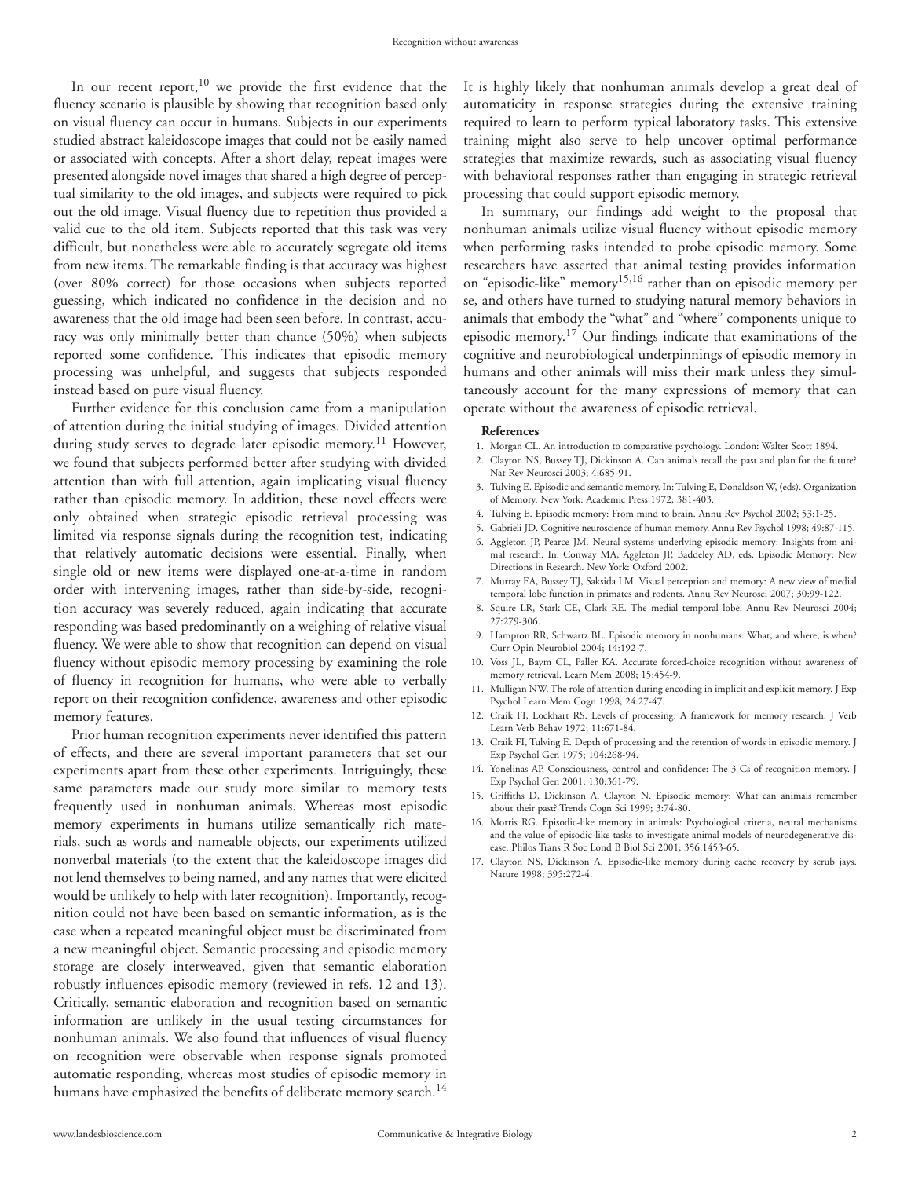In our recent report,[10] we provide the first evidence that the fluency scenario is plausible by showing that recognition based only on visual fluency can occur in humans. Subjects in our experiments studied abstract kaleidoscope images that could not be easily named or associated with concepts. After a short delay, repeat images were presented alongside novel images that shared a high degree of perceptual similarity to the old images, and subjects were required to pick out the old image. Visual fluency due to repetition thus provided a valid cue to the old item. Subjects reported that this task was very difficult, but nonetheless were able to accurately segregate old items from new items. The remarkable finding is that accuracy was highest (over 80% correct) for those occasions when subjects reported guessing, which indicated no confidence in the decision and no awareness that the old image had been seen before. In contrast, accuracy was only minimally better than chance (50%) when subjects reported some confidence. This indicates that episodic memory processing was unhelpful, and suggests that subjects responded instead based on pure visual fluency.

Further evidence for this conclusion came from a manipulation of attention during the initial studying of images. Divided attention during study serves to degrade later episodic memory.[11] However, we found that subjects performed better after studying with divided attention than with full attention, again implicating visual fluency rather than episodic memory. In addition, these novel effects were only obtained when strategic episodic retrieval processing was limited via response signals during the recognition test, indicating that relatively automatic decisions were essential. Finally, when single old or new items were displayed one-at-a-time in random order with intervening images, rather than side-by-side, recognition accuracy was severely reduced, again indicating that accurate responding was based predominantly on a weighing of relative visual fluency. We were able to show that recognition can depend on visual fluency without episodic memory processing by examining the role of fluency in recognition for humans, who were able to verbally report on their recognition confidence, awareness and other episodic memory features.

Prior human recognition experiments never identified this pattern of effects, and there are several important parameters that set our experiments apart from these other experiments. Intriguingly, these same parameters made our study more similar to memory tests frequently used in nonhuman animals. Whereas most episodic memory experiments in humans utilize semantically rich materials, such as words and nameable objects, our experiments utilized nonverbal materials (to the extent that the kaleidoscope images did not lend themselves to being named, and any names that were elicited would be unlikely to help with later recognition). Importantly, recognition could not have been based on semantic information, as is the case when a repeated meaningful object must be discriminated from a new meaningful object. Semantic processing and episodic memory storage are closely interweaved, given that semantic elaboration robustly influences episodic memory (reviewed in refs. 12 and 13). Critically, semantic elaboration and recognition based on semantic information are unlikely in the usual testing circumstances for nonhuman animals. We also found that influences of visual fluency on recognition were observable when response signals promoted automatic responding, whereas most studies of episodic memory in humans have emphasized the benefits of deliberate memory search.[14] It is highly likely that nonhuman animals develop a great deal of automaticity in response strategies during the extensive training required to learn to perform typical laboratory tasks. This extensive training might also serve to help uncover optimal performance strategies that maximize rewards, such as associating visual fluency with behavioral responses rather than engaging in strategic retrieval processing that could support episodic memory.

In summary, our findings add weight to the proposal that nonhuman animals utilize visual fluency without episodic memory when performing tasks intended to probe episodic memory. Some researchers have asserted that animal testing provides information on "episodic-like" memory[15,16] rather than on episodic memory per se, and others have turned to studying natural memory behaviors in animals that embody the "what" and "where" components unique to episodic memory.[17] Our findings indicate that examinations of the cognitive and neurobiological underpinnings of episodic memory in humans and other animals will miss their mark unless they simultaneously account for the many expressions of memory that can operate without the awareness of episodic retrieval.

#### References

1. Morgan CL. An introduction to comparative psychology. London: Walter Scott 1894.
2. Clayton NS, Bussey TJ, Dickinson A. Can animals recall the past and plan for the future? Nat Rev Neurosci 2003; 4:685-91.
3. Tulving E. Episodic and semantic memory. In: Tulving E, Donaldson W, (eds). Organization of Memory. New York: Academic Press 1972; 381-403.
4. Tulving E. Episodic memory: From mind to brain. Annu Rev Psychol 2002; 53:1-25.
5. Gabrieli JD. Cognitive neuroscience of human memory. Annu Rev Psychol 1998; 49:87-115.
6. Aggleton JP, Pearce JM. Neural systems underlying episodic memory: Insights from animal research. In: Conway MA, Aggleton JP, Baddeley AD, eds. Episodic Memory: New Directions in Research. New York: Oxford 2002.
7. Murray EA, Bussey TJ, Saksida LM. Visual perception and memory: A new view of medial temporal lobe function in primates and rodents. Annu Rev Neurosci 2007; 30:99-122.
8. Squire LR, Stark CE, Clark RE. The medial temporal lobe. Annu Rev Neurosci 2004; 27:279-306.
9. Hampton RR, Schwartz BL. Episodic memory in nonhumans: What, and where, is when? Curr Opin Neurobiol 2004; 14:192-7.
10. Voss JL, Baym CL, Paller KA. Accurate forced-choice recognition without awareness of memory retrieval. Learn Mem 2008; 15:454-9.
11. Mulligan NW. The role of attention during encoding in implicit and explicit memory. J Exp Psychol Learn Mem Cogn 1998; 24:27-47.
12. Craik FI, Lockhart RS. Levels of processing: A framework for memory research. J Verb Learn Verb Behav 1972; 11:671-84.
13. Craik FI, Tulving E. Depth of processing and the retention of words in episodic memory. J Exp Psychol Gen 1975; 104:268-94.
14. Yonelinas AP. Consciousness, control and confidence: The 3 Cs of recognition memory. J Exp Psychol Gen 2001; 130:361-79.
15. Griffiths D, Dickinson A, Clayton N. Episodic memory: What can animals remember about their past? Trends Cogn Sci 1999; 3:74-80.
16. Morris RG. Episodic-like memory in animals: Psychological criteria, neural mechanisms and the value of episodic-like tasks to investigate animal models of neurodegenerative disease. Philos Trans R Soc Lond B Biol Sci 2001; 356:1453-65.
17. Clayton NS, Dickinson A. Episodic-like memory during cache recovery by scrub jays. Nature 1998; 395:272-4.